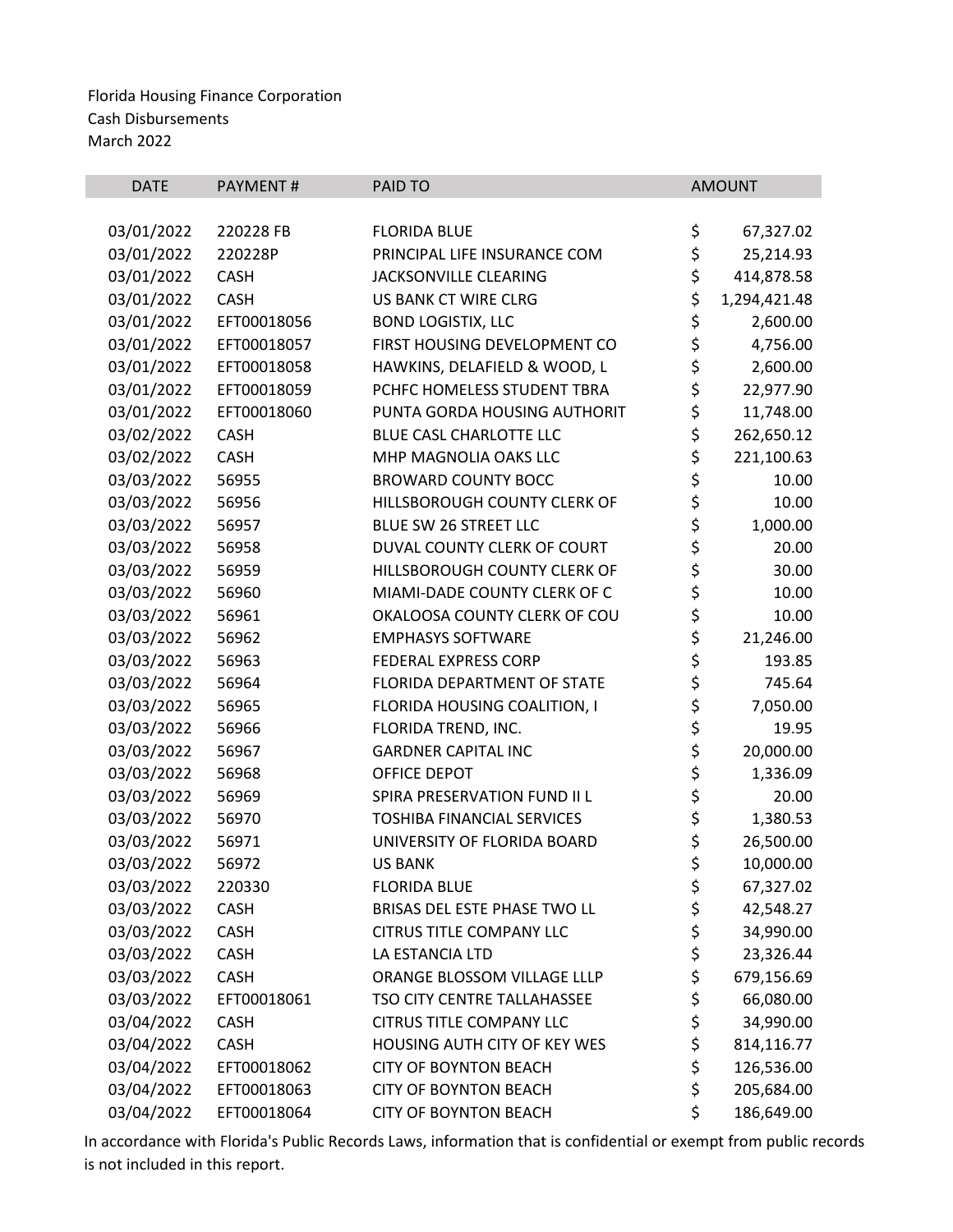Florida Housing Finance Corporation
Cash Disbursements
March 2022

| DATE | PAYMENT # | PAID TO | AMOUNT |
|---|---|---|---|
| 03/01/2022 | 220228 FB | FLORIDA BLUE | $ 67,327.02 |
| 03/01/2022 | 220228P | PRINCIPAL LIFE INSURANCE COM | $ 25,214.93 |
| 03/01/2022 | CASH | JACKSONVILLE CLEARING | $ 414,878.58 |
| 03/01/2022 | CASH | US BANK CT WIRE CLRG | $ 1,294,421.48 |
| 03/01/2022 | EFT00018056 | BOND LOGISTIX, LLC | $ 2,600.00 |
| 03/01/2022 | EFT00018057 | FIRST HOUSING DEVELOPMENT CO | $ 4,756.00 |
| 03/01/2022 | EFT00018058 | HAWKINS, DELAFIELD & WOOD, L | $ 2,600.00 |
| 03/01/2022 | EFT00018059 | PCHFC HOMELESS STUDENT TBRA | $ 22,977.90 |
| 03/01/2022 | EFT00018060 | PUNTA GORDA HOUSING AUTHORIT | $ 11,748.00 |
| 03/02/2022 | CASH | BLUE CASL CHARLOTTE LLC | $ 262,650.12 |
| 03/02/2022 | CASH | MHP MAGNOLIA OAKS LLC | $ 221,100.63 |
| 03/03/2022 | 56955 | BROWARD COUNTY BOCC | $ 10.00 |
| 03/03/2022 | 56956 | HILLSBOROUGH COUNTY CLERK OF | $ 10.00 |
| 03/03/2022 | 56957 | BLUE SW 26 STREET LLC | $ 1,000.00 |
| 03/03/2022 | 56958 | DUVAL COUNTY CLERK OF COURT | $ 20.00 |
| 03/03/2022 | 56959 | HILLSBOROUGH COUNTY CLERK OF | $ 30.00 |
| 03/03/2022 | 56960 | MIAMI-DADE COUNTY CLERK OF C | $ 10.00 |
| 03/03/2022 | 56961 | OKALOOSA COUNTY CLERK OF COU | $ 10.00 |
| 03/03/2022 | 56962 | EMPHASYS SOFTWARE | $ 21,246.00 |
| 03/03/2022 | 56963 | FEDERAL EXPRESS CORP | $ 193.85 |
| 03/03/2022 | 56964 | FLORIDA DEPARTMENT OF STATE | $ 745.64 |
| 03/03/2022 | 56965 | FLORIDA HOUSING COALITION, I | $ 7,050.00 |
| 03/03/2022 | 56966 | FLORIDA TREND, INC. | $ 19.95 |
| 03/03/2022 | 56967 | GARDNER CAPITAL INC | $ 20,000.00 |
| 03/03/2022 | 56968 | OFFICE DEPOT | $ 1,336.09 |
| 03/03/2022 | 56969 | SPIRA PRESERVATION FUND II L | $ 20.00 |
| 03/03/2022 | 56970 | TOSHIBA FINANCIAL SERVICES | $ 1,380.53 |
| 03/03/2022 | 56971 | UNIVERSITY OF FLORIDA BOARD | $ 26,500.00 |
| 03/03/2022 | 56972 | US BANK | $ 10,000.00 |
| 03/03/2022 | 220330 | FLORIDA BLUE | $ 67,327.02 |
| 03/03/2022 | CASH | BRISAS DEL ESTE PHASE TWO LL | $ 42,548.27 |
| 03/03/2022 | CASH | CITRUS TITLE COMPANY LLC | $ 34,990.00 |
| 03/03/2022 | CASH | LA ESTANCIA LTD | $ 23,326.44 |
| 03/03/2022 | CASH | ORANGE BLOSSOM VILLAGE LLLP | $ 679,156.69 |
| 03/03/2022 | EFT00018061 | TSO CITY CENTRE TALLAHASSEE | $ 66,080.00 |
| 03/04/2022 | CASH | CITRUS TITLE COMPANY LLC | $ 34,990.00 |
| 03/04/2022 | CASH | HOUSING AUTH CITY OF KEY WES | $ 814,116.77 |
| 03/04/2022 | EFT00018062 | CITY OF BOYNTON BEACH | $ 126,536.00 |
| 03/04/2022 | EFT00018063 | CITY OF BOYNTON BEACH | $ 205,684.00 |
| 03/04/2022 | EFT00018064 | CITY OF BOYNTON BEACH | $ 186,649.00 |

In accordance with Florida's Public Records Laws, information that is confidential or exempt from public records is not included in this report.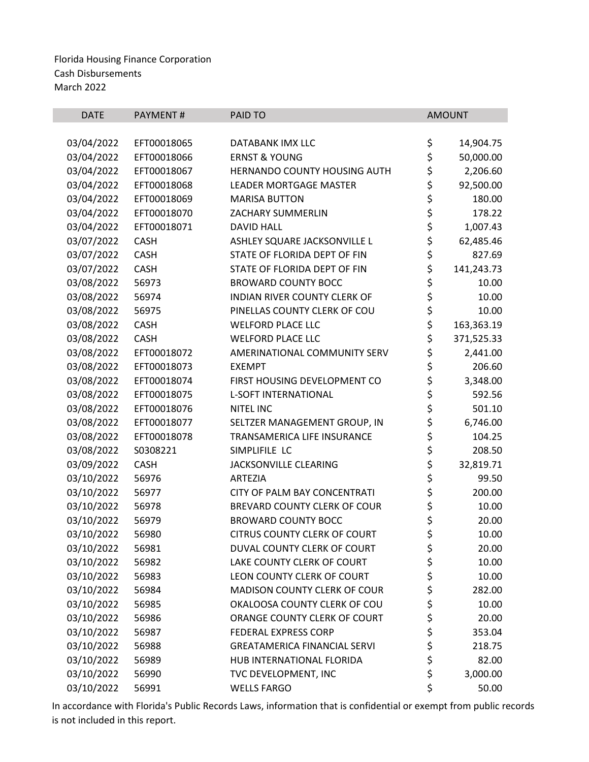Florida Housing Finance Corporation
Cash Disbursements
March 2022

| DATE | PAYMENT # | PAID TO | AMOUNT |
|---|---|---|---|
| 03/04/2022 | EFT00018065 | DATABANK IMX LLC | $ 14,904.75 |
| 03/04/2022 | EFT00018066 | ERNST & YOUNG | $ 50,000.00 |
| 03/04/2022 | EFT00018067 | HERNANDO COUNTY HOUSING AUTH | $ 2,206.60 |
| 03/04/2022 | EFT00018068 | LEADER MORTGAGE MASTER | $ 92,500.00 |
| 03/04/2022 | EFT00018069 | MARISA BUTTON | $ 180.00 |
| 03/04/2022 | EFT00018070 | ZACHARY SUMMERLIN | $ 178.22 |
| 03/04/2022 | EFT00018071 | DAVID HALL | $ 1,007.43 |
| 03/07/2022 | CASH | ASHLEY SQUARE JACKSONVILLE L | $ 62,485.46 |
| 03/07/2022 | CASH | STATE OF FLORIDA DEPT OF FIN | $ 827.69 |
| 03/07/2022 | CASH | STATE OF FLORIDA DEPT OF FIN | $ 141,243.73 |
| 03/08/2022 | 56973 | BROWARD COUNTY BOCC | $ 10.00 |
| 03/08/2022 | 56974 | INDIAN RIVER COUNTY CLERK OF | $ 10.00 |
| 03/08/2022 | 56975 | PINELLAS COUNTY CLERK OF COU | $ 10.00 |
| 03/08/2022 | CASH | WELFORD PLACE LLC | $ 163,363.19 |
| 03/08/2022 | CASH | WELFORD PLACE LLC | $ 371,525.33 |
| 03/08/2022 | EFT00018072 | AMERINATIONAL COMMUNITY SERV | $ 2,441.00 |
| 03/08/2022 | EFT00018073 | EXEMPT | $ 206.60 |
| 03/08/2022 | EFT00018074 | FIRST HOUSING DEVELOPMENT CO | $ 3,348.00 |
| 03/08/2022 | EFT00018075 | L-SOFT INTERNATIONAL | $ 592.56 |
| 03/08/2022 | EFT00018076 | NITEL INC | $ 501.10 |
| 03/08/2022 | EFT00018077 | SELTZER MANAGEMENT GROUP, IN | $ 6,746.00 |
| 03/08/2022 | EFT00018078 | TRANSAMERICA LIFE INSURANCE | $ 104.25 |
| 03/08/2022 | S0308221 | SIMPLIFILE LC | $ 208.50 |
| 03/09/2022 | CASH | JACKSONVILLE CLEARING | $ 32,819.71 |
| 03/10/2022 | 56976 | ARTEZIA | $ 99.50 |
| 03/10/2022 | 56977 | CITY OF PALM BAY CONCENTRATI | $ 200.00 |
| 03/10/2022 | 56978 | BREVARD COUNTY CLERK OF COUR | $ 10.00 |
| 03/10/2022 | 56979 | BROWARD COUNTY BOCC | $ 20.00 |
| 03/10/2022 | 56980 | CITRUS COUNTY CLERK OF COURT | $ 10.00 |
| 03/10/2022 | 56981 | DUVAL COUNTY CLERK OF COURT | $ 20.00 |
| 03/10/2022 | 56982 | LAKE COUNTY CLERK OF COURT | $ 10.00 |
| 03/10/2022 | 56983 | LEON COUNTY CLERK OF COURT | $ 10.00 |
| 03/10/2022 | 56984 | MADISON COUNTY CLERK OF COUR | $ 282.00 |
| 03/10/2022 | 56985 | OKALOOSA COUNTY CLERK OF COU | $ 10.00 |
| 03/10/2022 | 56986 | ORANGE COUNTY CLERK OF COURT | $ 20.00 |
| 03/10/2022 | 56987 | FEDERAL EXPRESS CORP | $ 353.04 |
| 03/10/2022 | 56988 | GREATAMERICA FINANCIAL SERVI | $ 218.75 |
| 03/10/2022 | 56989 | HUB INTERNATIONAL FLORIDA | $ 82.00 |
| 03/10/2022 | 56990 | TVC DEVELOPMENT, INC | $ 3,000.00 |
| 03/10/2022 | 56991 | WELLS FARGO | $ 50.00 |

In accordance with Florida's Public Records Laws, information that is confidential or exempt from public records is not included in this report.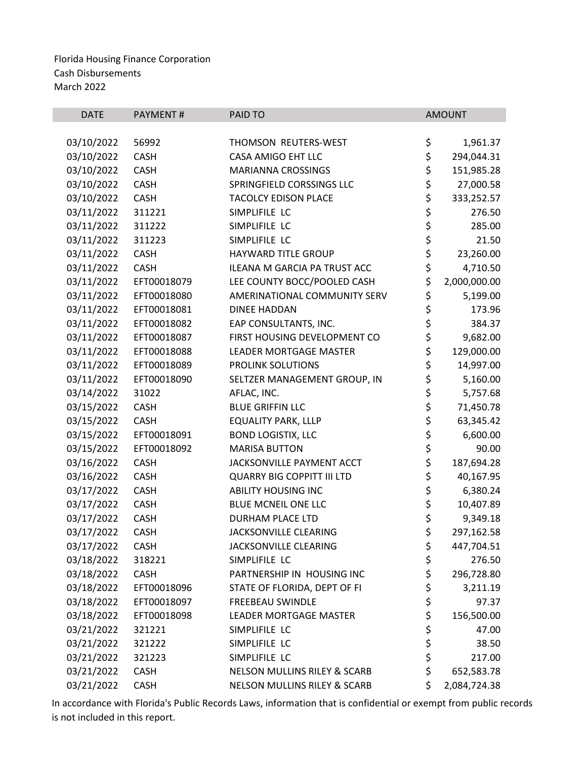Florida Housing Finance Corporation
Cash Disbursements
March 2022

| DATE | PAYMENT # | PAID TO | AMOUNT |
|---|---|---|---|
| 03/10/2022 | 56992 | THOMSON REUTERS-WEST | $ 1,961.37 |
| 03/10/2022 | CASH | CASA AMIGO EHT LLC | $ 294,044.31 |
| 03/10/2022 | CASH | MARIANNA CROSSINGS | $ 151,985.28 |
| 03/10/2022 | CASH | SPRINGFIELD CORSSINGS LLC | $ 27,000.58 |
| 03/10/2022 | CASH | TACOLCY EDISON PLACE | $ 333,252.57 |
| 03/11/2022 | 311221 | SIMPLIFILE LC | $ 276.50 |
| 03/11/2022 | 311222 | SIMPLIFILE LC | $ 285.00 |
| 03/11/2022 | 311223 | SIMPLIFILE LC | $ 21.50 |
| 03/11/2022 | CASH | HAYWARD TITLE GROUP | $ 23,260.00 |
| 03/11/2022 | CASH | ILEANA M GARCIA PA TRUST ACC | $ 4,710.50 |
| 03/11/2022 | EFT00018079 | LEE COUNTY BOCC/POOLED CASH | $ 2,000,000.00 |
| 03/11/2022 | EFT00018080 | AMERINATIONAL COMMUNITY SERV | $ 5,199.00 |
| 03/11/2022 | EFT00018081 | DINEE HADDAN | $ 173.96 |
| 03/11/2022 | EFT00018082 | EAP CONSULTANTS, INC. | $ 384.37 |
| 03/11/2022 | EFT00018087 | FIRST HOUSING DEVELOPMENT CO | $ 9,682.00 |
| 03/11/2022 | EFT00018088 | LEADER MORTGAGE MASTER | $ 129,000.00 |
| 03/11/2022 | EFT00018089 | PROLINK SOLUTIONS | $ 14,997.00 |
| 03/11/2022 | EFT00018090 | SELTZER MANAGEMENT GROUP, IN | $ 5,160.00 |
| 03/14/2022 | 31022 | AFLAC, INC. | $ 5,757.68 |
| 03/15/2022 | CASH | BLUE GRIFFIN LLC | $ 71,450.78 |
| 03/15/2022 | CASH | EQUALITY PARK, LLLP | $ 63,345.42 |
| 03/15/2022 | EFT00018091 | BOND LOGISTIX, LLC | $ 6,600.00 |
| 03/15/2022 | EFT00018092 | MARISA BUTTON | $ 90.00 |
| 03/16/2022 | CASH | JACKSONVILLE PAYMENT ACCT | $ 187,694.28 |
| 03/16/2022 | CASH | QUARRY BIG COPPITT III LTD | $ 40,167.95 |
| 03/17/2022 | CASH | ABILITY HOUSING INC | $ 6,380.24 |
| 03/17/2022 | CASH | BLUE MCNEIL ONE LLC | $ 10,407.89 |
| 03/17/2022 | CASH | DURHAM PLACE LTD | $ 9,349.18 |
| 03/17/2022 | CASH | JACKSONVILLE CLEARING | $ 297,162.58 |
| 03/17/2022 | CASH | JACKSONVILLE CLEARING | $ 447,704.51 |
| 03/18/2022 | 318221 | SIMPLIFILE LC | $ 276.50 |
| 03/18/2022 | CASH | PARTNERSHIP IN HOUSING INC | $ 296,728.80 |
| 03/18/2022 | EFT00018096 | STATE OF FLORIDA, DEPT OF FI | $ 3,211.19 |
| 03/18/2022 | EFT00018097 | FREEBEAU SWINDLE | $ 97.37 |
| 03/18/2022 | EFT00018098 | LEADER MORTGAGE MASTER | $ 156,500.00 |
| 03/21/2022 | 321221 | SIMPLIFILE LC | $ 47.00 |
| 03/21/2022 | 321222 | SIMPLIFILE LC | $ 38.50 |
| 03/21/2022 | 321223 | SIMPLIFILE LC | $ 217.00 |
| 03/21/2022 | CASH | NELSON MULLINS RILEY & SCARB | $ 652,583.78 |
| 03/21/2022 | CASH | NELSON MULLINS RILEY & SCARB | $ 2,084,724.38 |

In accordance with Florida's Public Records Laws, information that is confidential or exempt from public records is not included in this report.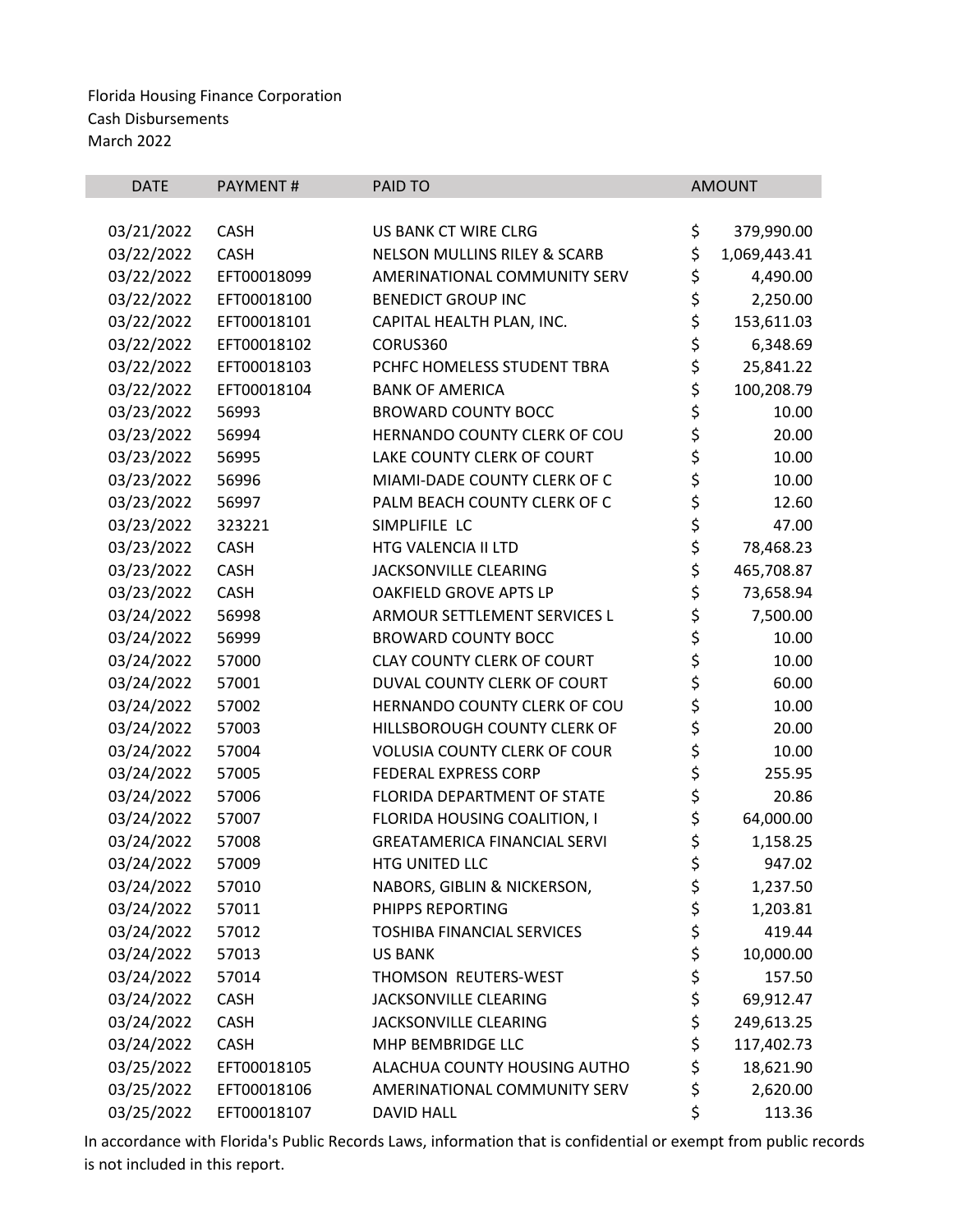Florida Housing Finance Corporation
Cash Disbursements
March 2022

| DATE | PAYMENT # | PAID TO | AMOUNT |
|---|---|---|---|
| 03/21/2022 | CASH | US BANK CT WIRE CLRG | $ 379,990.00 |
| 03/22/2022 | CASH | NELSON MULLINS RILEY & SCARB | $ 1,069,443.41 |
| 03/22/2022 | EFT00018099 | AMERINATIONAL COMMUNITY SERV | $ 4,490.00 |
| 03/22/2022 | EFT00018100 | BENEDICT GROUP INC | $ 2,250.00 |
| 03/22/2022 | EFT00018101 | CAPITAL HEALTH PLAN, INC. | $ 153,611.03 |
| 03/22/2022 | EFT00018102 | CORUS360 | $ 6,348.69 |
| 03/22/2022 | EFT00018103 | PCHFC HOMELESS STUDENT TBRA | $ 25,841.22 |
| 03/22/2022 | EFT00018104 | BANK OF AMERICA | $ 100,208.79 |
| 03/23/2022 | 56993 | BROWARD COUNTY BOCC | $ 10.00 |
| 03/23/2022 | 56994 | HERNANDO COUNTY CLERK OF COU | $ 20.00 |
| 03/23/2022 | 56995 | LAKE COUNTY CLERK OF COURT | $ 10.00 |
| 03/23/2022 | 56996 | MIAMI-DADE COUNTY CLERK OF C | $ 10.00 |
| 03/23/2022 | 56997 | PALM BEACH COUNTY CLERK OF C | $ 12.60 |
| 03/23/2022 | 323221 | SIMPLIFILE LC | $ 47.00 |
| 03/23/2022 | CASH | HTG VALENCIA II LTD | $ 78,468.23 |
| 03/23/2022 | CASH | JACKSONVILLE CLEARING | $ 465,708.87 |
| 03/23/2022 | CASH | OAKFIELD GROVE APTS LP | $ 73,658.94 |
| 03/24/2022 | 56998 | ARMOUR SETTLEMENT SERVICES L | $ 7,500.00 |
| 03/24/2022 | 56999 | BROWARD COUNTY BOCC | $ 10.00 |
| 03/24/2022 | 57000 | CLAY COUNTY CLERK OF COURT | $ 10.00 |
| 03/24/2022 | 57001 | DUVAL COUNTY CLERK OF COURT | $ 60.00 |
| 03/24/2022 | 57002 | HERNANDO COUNTY CLERK OF COU | $ 10.00 |
| 03/24/2022 | 57003 | HILLSBOROUGH COUNTY CLERK OF | $ 20.00 |
| 03/24/2022 | 57004 | VOLUSIA COUNTY CLERK OF COUR | $ 10.00 |
| 03/24/2022 | 57005 | FEDERAL EXPRESS CORP | $ 255.95 |
| 03/24/2022 | 57006 | FLORIDA DEPARTMENT OF STATE | $ 20.86 |
| 03/24/2022 | 57007 | FLORIDA HOUSING COALITION, I | $ 64,000.00 |
| 03/24/2022 | 57008 | GREATAMERICA FINANCIAL SERVI | $ 1,158.25 |
| 03/24/2022 | 57009 | HTG UNITED LLC | $ 947.02 |
| 03/24/2022 | 57010 | NABORS, GIBLIN & NICKERSON, | $ 1,237.50 |
| 03/24/2022 | 57011 | PHIPPS REPORTING | $ 1,203.81 |
| 03/24/2022 | 57012 | TOSHIBA FINANCIAL SERVICES | $ 419.44 |
| 03/24/2022 | 57013 | US BANK | $ 10,000.00 |
| 03/24/2022 | 57014 | THOMSON REUTERS-WEST | $ 157.50 |
| 03/24/2022 | CASH | JACKSONVILLE CLEARING | $ 69,912.47 |
| 03/24/2022 | CASH | JACKSONVILLE CLEARING | $ 249,613.25 |
| 03/24/2022 | CASH | MHP BEMBRIDGE LLC | $ 117,402.73 |
| 03/25/2022 | EFT00018105 | ALACHUA COUNTY HOUSING AUTHO | $ 18,621.90 |
| 03/25/2022 | EFT00018106 | AMERINATIONAL COMMUNITY SERV | $ 2,620.00 |
| 03/25/2022 | EFT00018107 | DAVID HALL | $ 113.36 |

In accordance with Florida's Public Records Laws, information that is confidential or exempt from public records is not included in this report.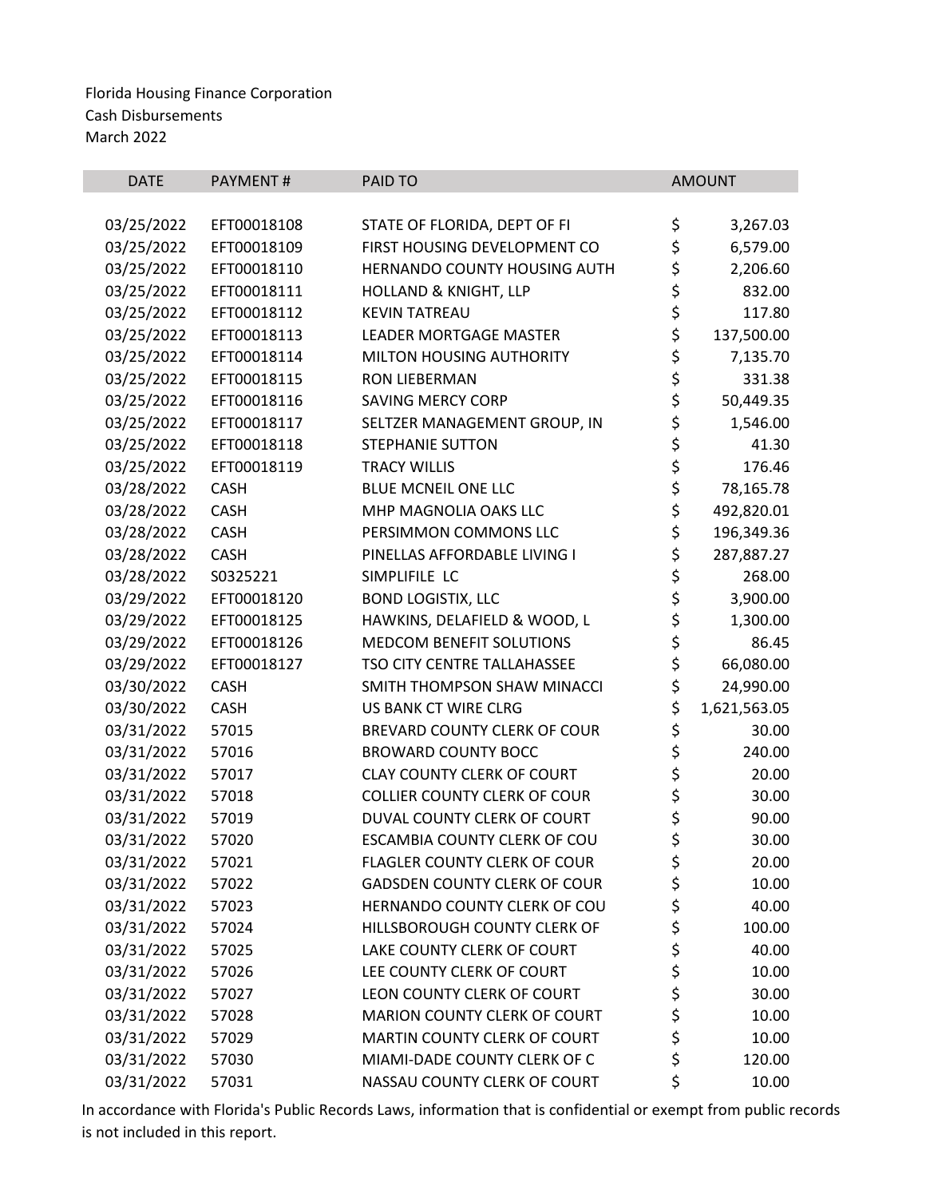Florida Housing Finance Corporation
Cash Disbursements
March 2022

| DATE | PAYMENT # | PAID TO | AMOUNT |
|---|---|---|---|
| 03/25/2022 | EFT00018108 | STATE OF FLORIDA, DEPT OF FI | $ 3,267.03 |
| 03/25/2022 | EFT00018109 | FIRST HOUSING DEVELOPMENT CO | $ 6,579.00 |
| 03/25/2022 | EFT00018110 | HERNANDO COUNTY HOUSING AUTH | $ 2,206.60 |
| 03/25/2022 | EFT00018111 | HOLLAND & KNIGHT, LLP | $ 832.00 |
| 03/25/2022 | EFT00018112 | KEVIN TATREAU | $ 117.80 |
| 03/25/2022 | EFT00018113 | LEADER MORTGAGE MASTER | $ 137,500.00 |
| 03/25/2022 | EFT00018114 | MILTON HOUSING AUTHORITY | $ 7,135.70 |
| 03/25/2022 | EFT00018115 | RON LIEBERMAN | $ 331.38 |
| 03/25/2022 | EFT00018116 | SAVING MERCY CORP | $ 50,449.35 |
| 03/25/2022 | EFT00018117 | SELTZER MANAGEMENT GROUP, IN | $ 1,546.00 |
| 03/25/2022 | EFT00018118 | STEPHANIE SUTTON | $ 41.30 |
| 03/25/2022 | EFT00018119 | TRACY WILLIS | $ 176.46 |
| 03/28/2022 | CASH | BLUE MCNEIL ONE LLC | $ 78,165.78 |
| 03/28/2022 | CASH | MHP MAGNOLIA OAKS LLC | $ 492,820.01 |
| 03/28/2022 | CASH | PERSIMMON COMMONS LLC | $ 196,349.36 |
| 03/28/2022 | CASH | PINELLAS AFFORDABLE LIVING I | $ 287,887.27 |
| 03/28/2022 | S0325221 | SIMPLIFILE LC | $ 268.00 |
| 03/29/2022 | EFT00018120 | BOND LOGISTIX, LLC | $ 3,900.00 |
| 03/29/2022 | EFT00018125 | HAWKINS, DELAFIELD & WOOD, L | $ 1,300.00 |
| 03/29/2022 | EFT00018126 | MEDCOM BENEFIT SOLUTIONS | $ 86.45 |
| 03/29/2022 | EFT00018127 | TSO CITY CENTRE TALLAHASSEE | $ 66,080.00 |
| 03/30/2022 | CASH | SMITH THOMPSON SHAW MINACCI | $ 24,990.00 |
| 03/30/2022 | CASH | US BANK CT WIRE CLRG | $ 1,621,563.05 |
| 03/31/2022 | 57015 | BREVARD COUNTY CLERK OF COUR | $ 30.00 |
| 03/31/2022 | 57016 | BROWARD COUNTY BOCC | $ 240.00 |
| 03/31/2022 | 57017 | CLAY COUNTY CLERK OF COURT | $ 20.00 |
| 03/31/2022 | 57018 | COLLIER COUNTY CLERK OF COUR | $ 30.00 |
| 03/31/2022 | 57019 | DUVAL COUNTY CLERK OF COURT | $ 90.00 |
| 03/31/2022 | 57020 | ESCAMBIA COUNTY CLERK OF COU | $ 30.00 |
| 03/31/2022 | 57021 | FLAGLER COUNTY CLERK OF COUR | $ 20.00 |
| 03/31/2022 | 57022 | GADSDEN COUNTY CLERK OF COUR | $ 10.00 |
| 03/31/2022 | 57023 | HERNANDO COUNTY CLERK OF COU | $ 40.00 |
| 03/31/2022 | 57024 | HILLSBOROUGH COUNTY CLERK OF | $ 100.00 |
| 03/31/2022 | 57025 | LAKE COUNTY CLERK OF COURT | $ 40.00 |
| 03/31/2022 | 57026 | LEE COUNTY CLERK OF COURT | $ 10.00 |
| 03/31/2022 | 57027 | LEON COUNTY CLERK OF COURT | $ 30.00 |
| 03/31/2022 | 57028 | MARION COUNTY CLERK OF COURT | $ 10.00 |
| 03/31/2022 | 57029 | MARTIN COUNTY CLERK OF COURT | $ 10.00 |
| 03/31/2022 | 57030 | MIAMI-DADE COUNTY CLERK OF C | $ 120.00 |
| 03/31/2022 | 57031 | NASSAU COUNTY CLERK OF COURT | $ 10.00 |

In accordance with Florida's Public Records Laws, information that is confidential or exempt from public records is not included in this report.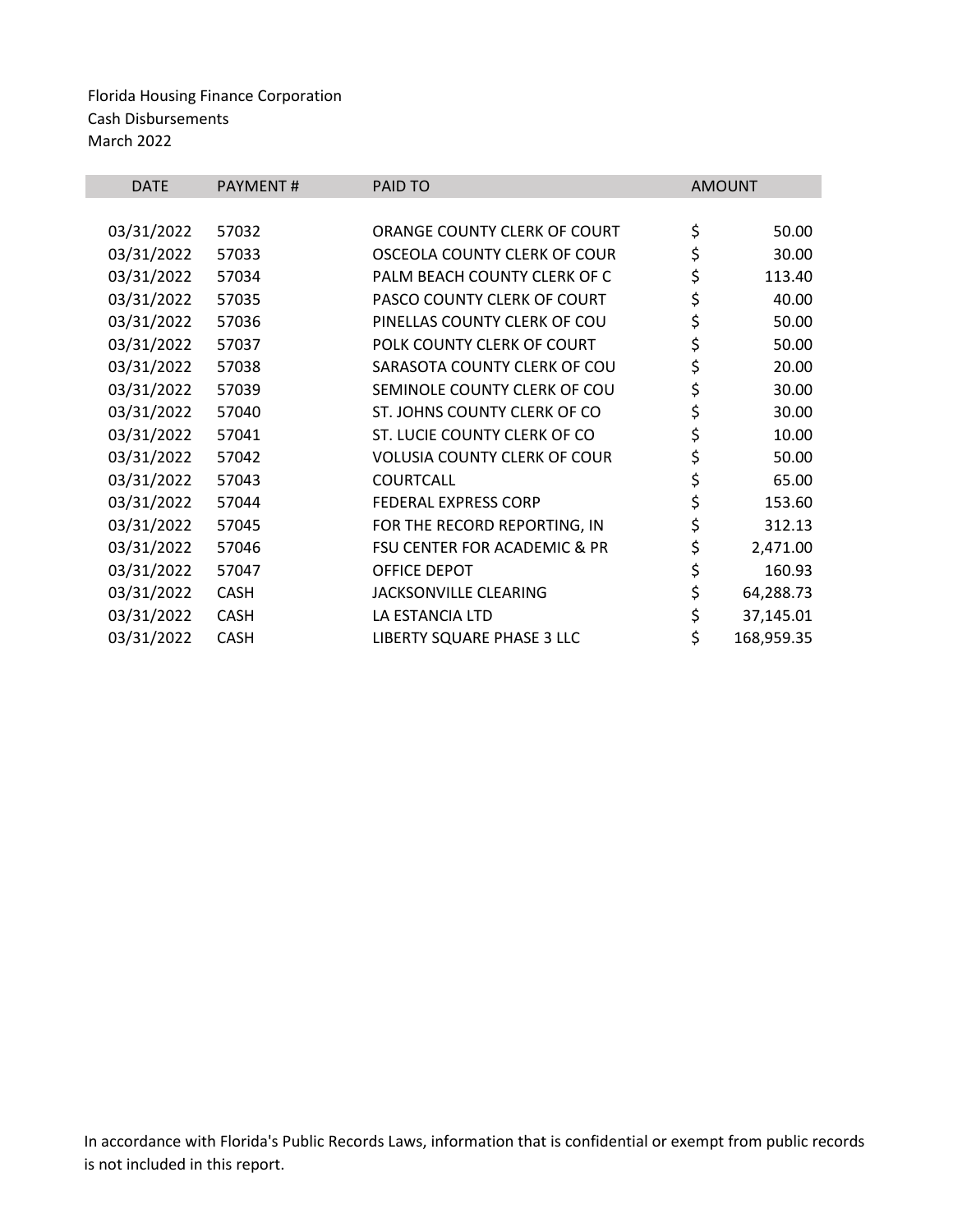Florida Housing Finance Corporation
Cash Disbursements
March 2022

| DATE | PAYMENT # | PAID TO | AMOUNT |
|---|---|---|---|
| 03/31/2022 | 57032 | ORANGE COUNTY CLERK OF COURT | $ 50.00 |
| 03/31/2022 | 57033 | OSCEOLA COUNTY CLERK OF COUR | $ 30.00 |
| 03/31/2022 | 57034 | PALM BEACH COUNTY CLERK OF C | $ 113.40 |
| 03/31/2022 | 57035 | PASCO COUNTY CLERK OF COURT | $ 40.00 |
| 03/31/2022 | 57036 | PINELLAS COUNTY CLERK OF COU | $ 50.00 |
| 03/31/2022 | 57037 | POLK COUNTY CLERK OF COURT | $ 50.00 |
| 03/31/2022 | 57038 | SARASOTA COUNTY CLERK OF COU | $ 20.00 |
| 03/31/2022 | 57039 | SEMINOLE COUNTY CLERK OF COU | $ 30.00 |
| 03/31/2022 | 57040 | ST. JOHNS COUNTY CLERK OF CO | $ 30.00 |
| 03/31/2022 | 57041 | ST. LUCIE COUNTY CLERK OF CO | $ 10.00 |
| 03/31/2022 | 57042 | VOLUSIA COUNTY CLERK OF COUR | $ 50.00 |
| 03/31/2022 | 57043 | COURTCALL | $ 65.00 |
| 03/31/2022 | 57044 | FEDERAL EXPRESS CORP | $ 153.60 |
| 03/31/2022 | 57045 | FOR THE RECORD REPORTING, IN | $ 312.13 |
| 03/31/2022 | 57046 | FSU CENTER FOR ACADEMIC & PR | $ 2,471.00 |
| 03/31/2022 | 57047 | OFFICE DEPOT | $ 160.93 |
| 03/31/2022 | CASH | JACKSONVILLE CLEARING | $ 64,288.73 |
| 03/31/2022 | CASH | LA ESTANCIA LTD | $ 37,145.01 |
| 03/31/2022 | CASH | LIBERTY SQUARE PHASE 3 LLC | $ 168,959.35 |

In accordance with Florida's Public Records Laws, information that is confidential or exempt from public records is not included in this report.